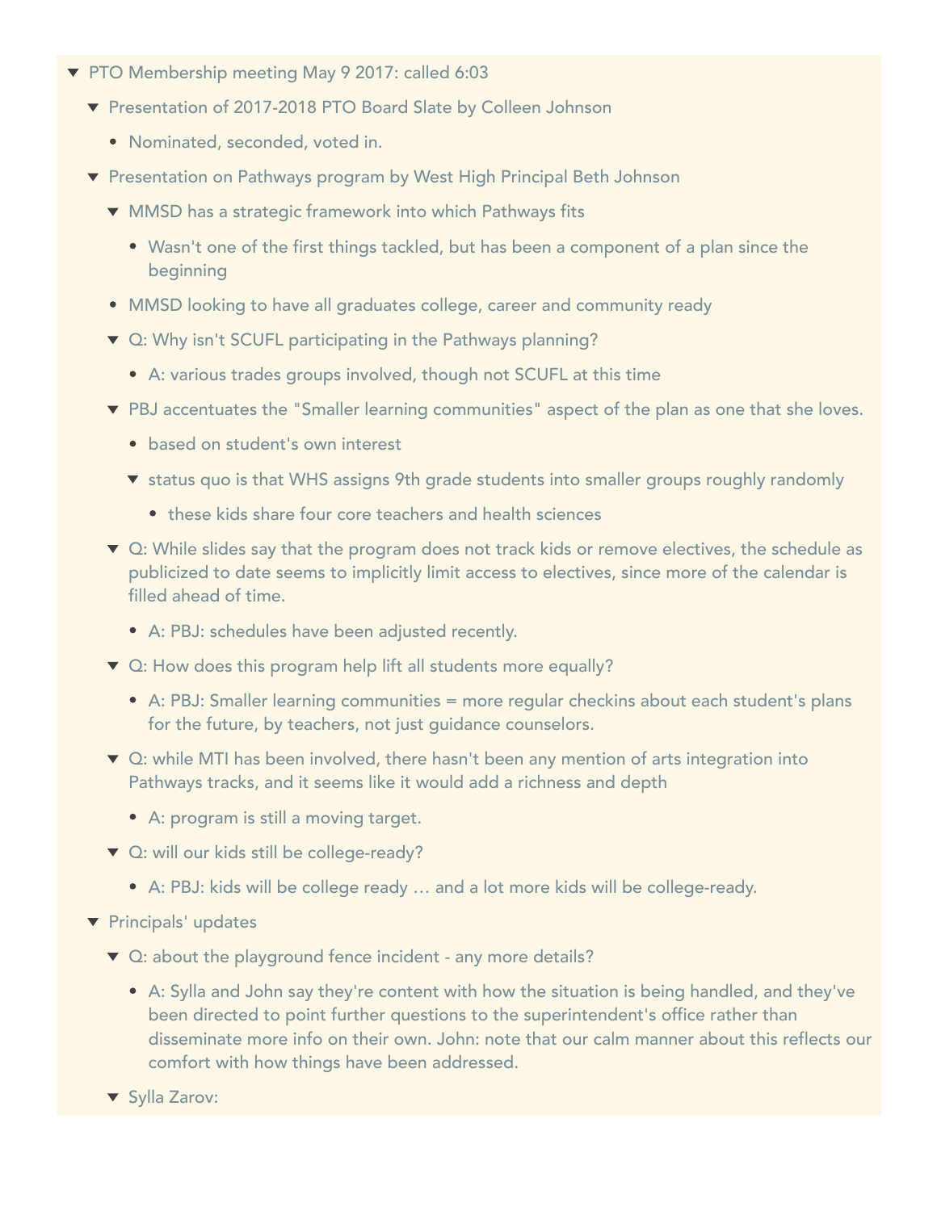- PTO Membership meeting May 9 2017: called 6:03
  - Presentation of 2017-2018 PTO Board Slate by Colleen Johnson
    - Nominated, seconded, voted in.
  - Presentation on Pathways program by West High Principal Beth Johnson
    - MMSD has a strategic framework into which Pathways fits
      - Wasn't one of the first things tackled, but has been a component of a plan since the beginning
    - MMSD looking to have all graduates college, career and community ready
    - Q: Why isn't SCUFL participating in the Pathways planning?
      - A: various trades groups involved, though not SCUFL at this time
    - PBJ accentuates the "Smaller learning communities" aspect of the plan as one that she loves.
      - based on student's own interest
      - status quo is that WHS assigns 9th grade students into smaller groups roughly randomly
        - these kids share four core teachers and health sciences
    - Q: While slides say that the program does not track kids or remove electives, the schedule as publicized to date seems to implicitly limit access to electives, since more of the calendar is filled ahead of time.
      - A: PBJ: schedules have been adjusted recently.
    - Q: How does this program help lift all students more equally?
      - A: PBJ: Smaller learning communities = more regular checkins about each student's plans for the future, by teachers, not just guidance counselors.
    - Q: while MTI has been involved, there hasn't been any mention of arts integration into Pathways tracks, and it seems like it would add a richness and depth
      - A: program is still a moving target.
    - Q: will our kids still be college-ready?
      - A: PBJ: kids will be college ready … and a lot more kids will be college-ready.
  - Principals' updates
    - Q: about the playground fence incident - any more details?
      - A: Sylla and John say they're content with how the situation is being handled, and they've been directed to point further questions to the superintendent's office rather than disseminate more info on their own. John: note that our calm manner about this reflects our comfort with how things have been addressed.
    - Sylla Zarov: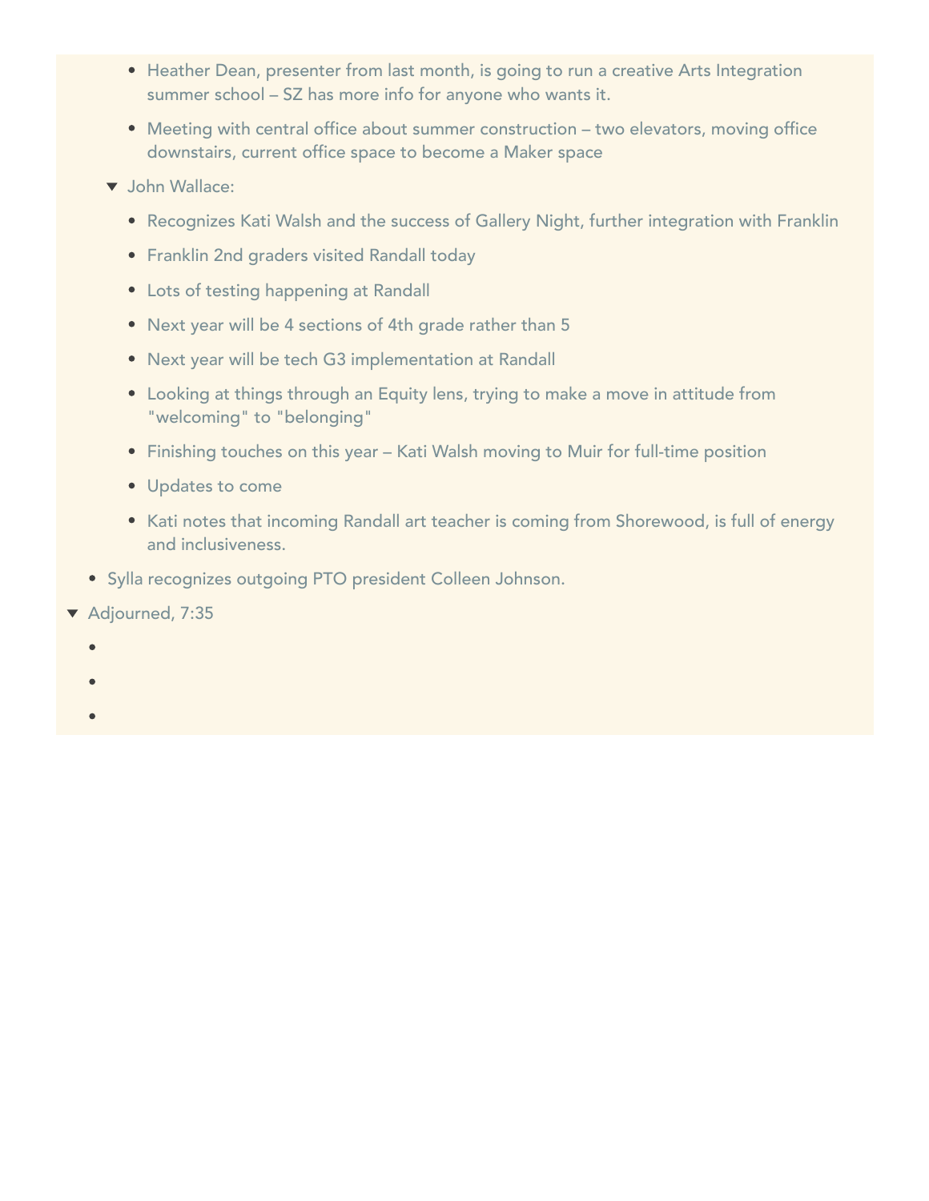- Heather Dean, presenter from last month, is going to run a creative Arts Integration summer school – SZ has more info for anyone who wants it.
    - Meeting with central office about summer construction – two elevators, moving office downstairs, current office space to become a Maker space
  - John Wallace:
    - Recognizes Kati Walsh and the success of Gallery Night, further integration with Franklin
    - Franklin 2nd graders visited Randall today
    - Lots of testing happening at Randall
    - Next year will be 4 sections of 4th grade rather than 5
    - Next year will be tech G3 implementation at Randall
    - Looking at things through an Equity lens, trying to make a move in attitude from "welcoming" to "belonging"
    - Finishing touches on this year – Kati Walsh moving to Muir for full-time position
    - Updates to come
    - Kati notes that incoming Randall art teacher is coming from Shorewood, is full of energy and inclusiveness.
  - Sylla recognizes outgoing PTO president Colleen Johnson.
- Adjourned, 7:35